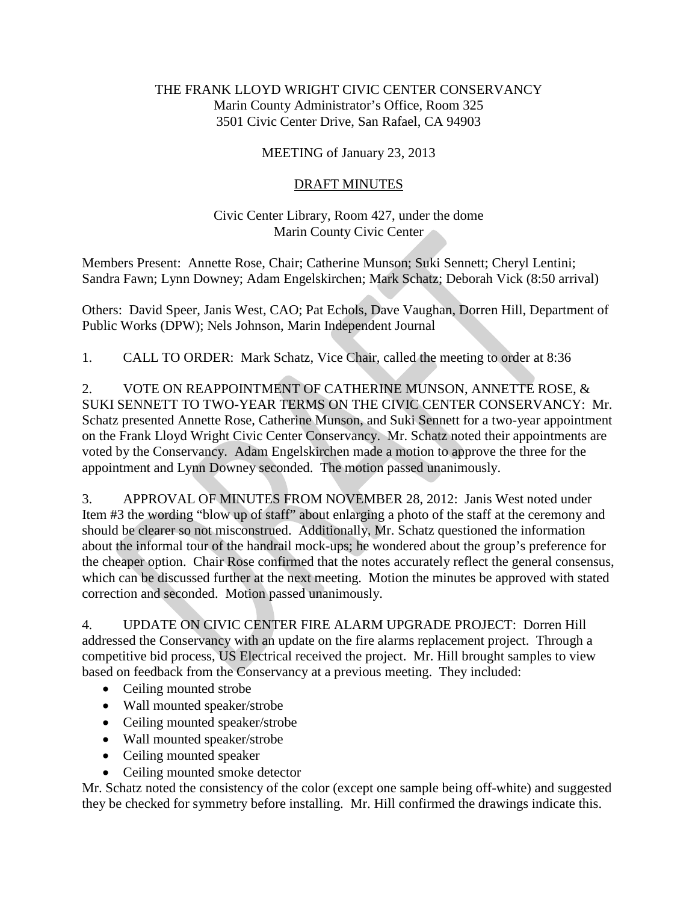THE FRANK LLOYD WRIGHT CIVIC CENTER CONSERVANCY
Marin County Administrator's Office, Room 325
3501 Civic Center Drive, San Rafael, CA 94903

MEETING of January 23, 2013

DRAFT MINUTES

Civic Center Library, Room 427, under the dome
Marin County Civic Center

Members Present: Annette Rose, Chair; Catherine Munson; Suki Sennett; Cheryl Lentini; Sandra Fawn; Lynn Downey; Adam Engelskirchen; Mark Schatz; Deborah Vick (8:50 arrival)

Others: David Speer, Janis West, CAO; Pat Echols, Dave Vaughan, Dorren Hill, Department of Public Works (DPW); Nels Johnson, Marin Independent Journal

1. CALL TO ORDER: Mark Schatz, Vice Chair, called the meeting to order at 8:36

2. VOTE ON REAPPOINTMENT OF CATHERINE MUNSON, ANNETTE ROSE, & SUKI SENNETT TO TWO-YEAR TERMS ON THE CIVIC CENTER CONSERVANCY: Mr. Schatz presented Annette Rose, Catherine Munson, and Suki Sennett for a two-year appointment on the Frank Lloyd Wright Civic Center Conservancy. Mr. Schatz noted their appointments are voted by the Conservancy. Adam Engelskirchen made a motion to approve the three for the appointment and Lynn Downey seconded. The motion passed unanimously.

3. APPROVAL OF MINUTES FROM NOVEMBER 28, 2012: Janis West noted under Item #3 the wording "blow up of staff" about enlarging a photo of the staff at the ceremony and should be clearer so not misconstrued. Additionally, Mr. Schatz questioned the information about the informal tour of the handrail mock-ups; he wondered about the group's preference for the cheaper option. Chair Rose confirmed that the notes accurately reflect the general consensus, which can be discussed further at the next meeting. Motion the minutes be approved with stated correction and seconded. Motion passed unanimously.

4. UPDATE ON CIVIC CENTER FIRE ALARM UPGRADE PROJECT: Dorren Hill addressed the Conservancy with an update on the fire alarms replacement project. Through a competitive bid process, US Electrical received the project. Mr. Hill brought samples to view based on feedback from the Conservancy at a previous meeting. They included:

- Ceiling mounted strobe
- Wall mounted speaker/strobe
- Ceiling mounted speaker/strobe
- Wall mounted speaker/strobe
- Ceiling mounted speaker
- Ceiling mounted smoke detector

Mr. Schatz noted the consistency of the color (except one sample being off-white) and suggested they be checked for symmetry before installing. Mr. Hill confirmed the drawings indicate this.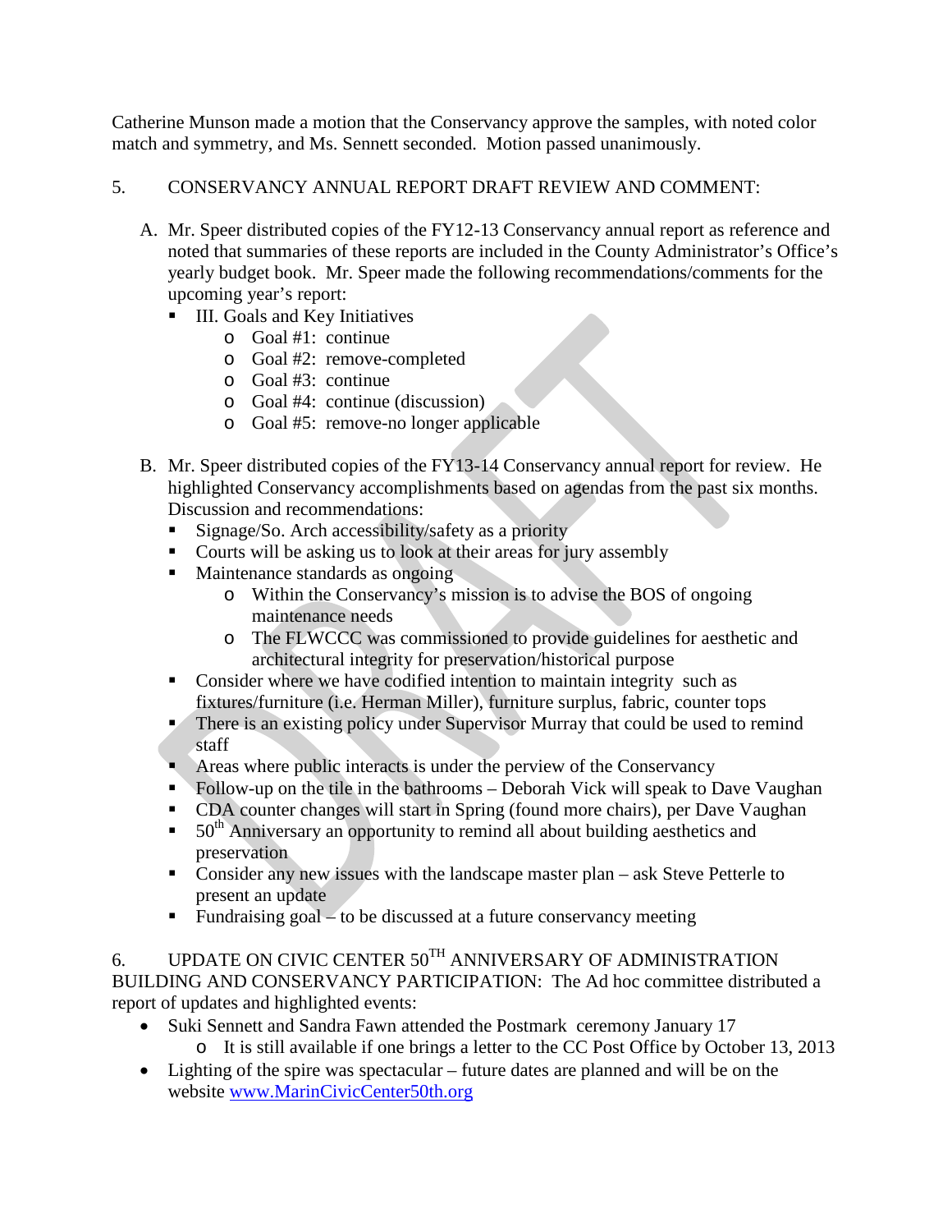Catherine Munson made a motion that the Conservancy approve the samples, with noted color match and symmetry, and Ms. Sennett seconded. Motion passed unanimously.

5. CONSERVANCY ANNUAL REPORT DRAFT REVIEW AND COMMENT:

A. Mr. Speer distributed copies of the FY12-13 Conservancy annual report as reference and noted that summaries of these reports are included in the County Administrator's Office's yearly budget book. Mr. Speer made the following recommendations/comments for the upcoming year's report:
   - III. Goals and Key Initiatives
     - Goal #1: continue
     - Goal #2: remove-completed
     - Goal #3: continue
     - Goal #4: continue (discussion)
     - Goal #5: remove-no longer applicable

B. Mr. Speer distributed copies of the FY13-14 Conservancy annual report for review. He highlighted Conservancy accomplishments based on agendas from the past six months. Discussion and recommendations:
   - Signage/So. Arch accessibility/safety as a priority
   - Courts will be asking us to look at their areas for jury assembly
   - Maintenance standards as ongoing
     - Within the Conservancy's mission is to advise the BOS of ongoing maintenance needs
     - The FLWCCC was commissioned to provide guidelines for aesthetic and architectural integrity for preservation/historical purpose
   - Consider where we have codified intention to maintain integrity such as fixtures/furniture (i.e. Herman Miller), furniture surplus, fabric, counter tops
   - There is an existing policy under Supervisor Murray that could be used to remind staff
   - Areas where public interacts is under the perview of the Conservancy
   - Follow-up on the tile in the bathrooms – Deborah Vick will speak to Dave Vaughan
   - CDA counter changes will start in Spring (found more chairs), per Dave Vaughan
   - 50th Anniversary an opportunity to remind all about building aesthetics and preservation
   - Consider any new issues with the landscape master plan – ask Steve Petterle to present an update
   - Fundraising goal – to be discussed at a future conservancy meeting

6. UPDATE ON CIVIC CENTER 50TH ANNIVERSARY OF ADMINISTRATION BUILDING AND CONSERVANCY PARTICIPATION: The Ad hoc committee distributed a report of updates and highlighted events:

- Suki Sennett and Sandra Fawn attended the Postmark ceremony January 17
  - It is still available if one brings a letter to the CC Post Office by October 13, 2013
- Lighting of the spire was spectacular – future dates are planned and will be on the website [www.MarinCivicCenter50th.org](http://www.MarinCivicCenter50th.org)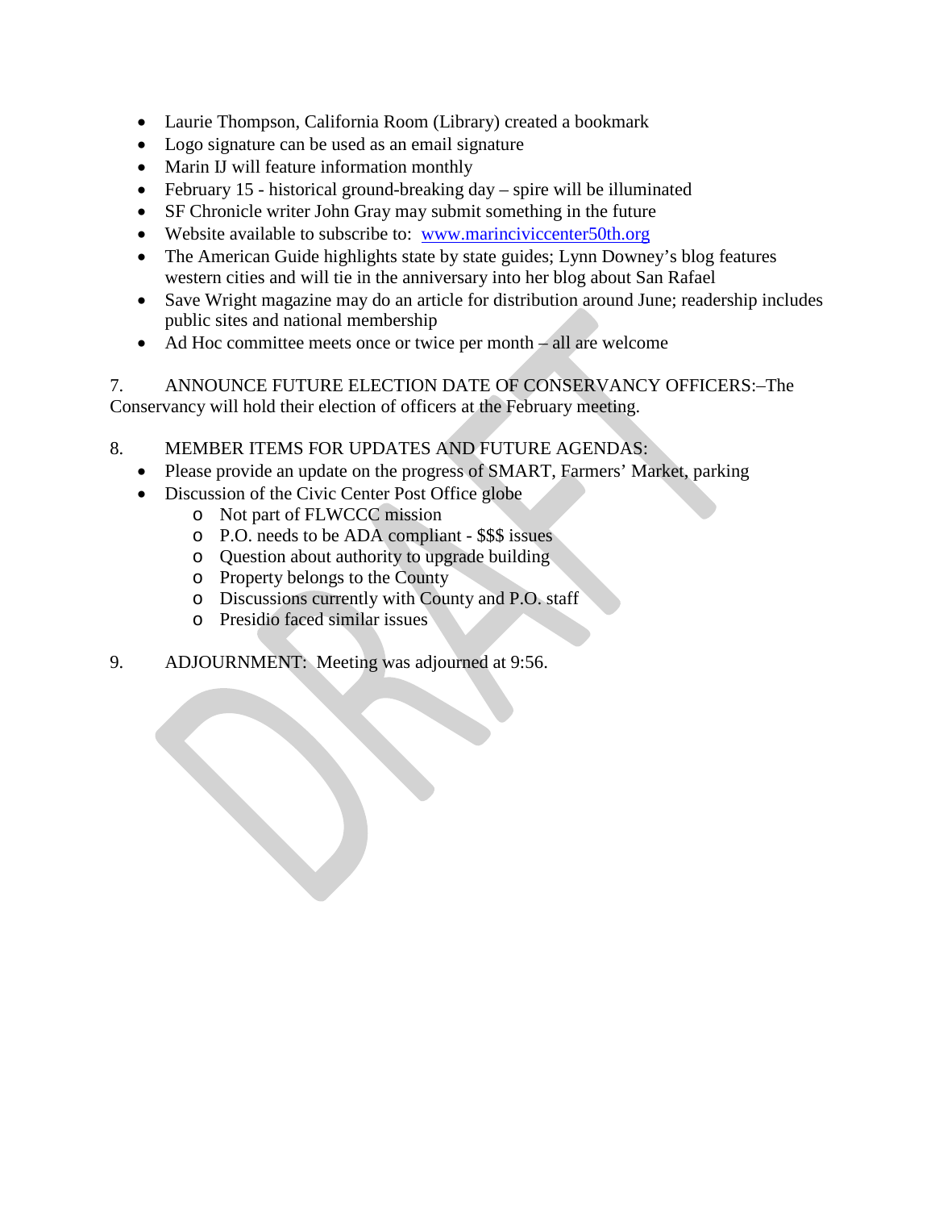- Laurie Thompson, California Room (Library) created a bookmark
- Logo signature can be used as an email signature
- Marin IJ will feature information monthly
- February 15 - historical ground-breaking day – spire will be illuminated
- SF Chronicle writer John Gray may submit something in the future
- Website available to subscribe to: [www.marinciviccenter50th.org](http://www.marinciviccenter50th.org)
- The American Guide highlights state by state guides; Lynn Downey's blog features western cities and will tie in the anniversary into her blog about San Rafael
- Save Wright magazine may do an article for distribution around June; readership includes public sites and national membership
- Ad Hoc committee meets once or twice per month – all are welcome

7. ANNOUNCE FUTURE ELECTION DATE OF CONSERVANCY OFFICERS:–The Conservancy will hold their election of officers at the February meeting.

8. MEMBER ITEMS FOR UPDATES AND FUTURE AGENDAS:
   - Please provide an update on the progress of SMART, Farmers' Market, parking
   - Discussion of the Civic Center Post Office globe
     - Not part of FLWCCC mission
     - P.O. needs to be ADA compliant - $$$ issues
     - Question about authority to upgrade building
     - Property belongs to the County
     - Discussions currently with County and P.O. staff
     - Presidio faced similar issues

9. ADJOURNMENT: Meeting was adjourned at 9:56.